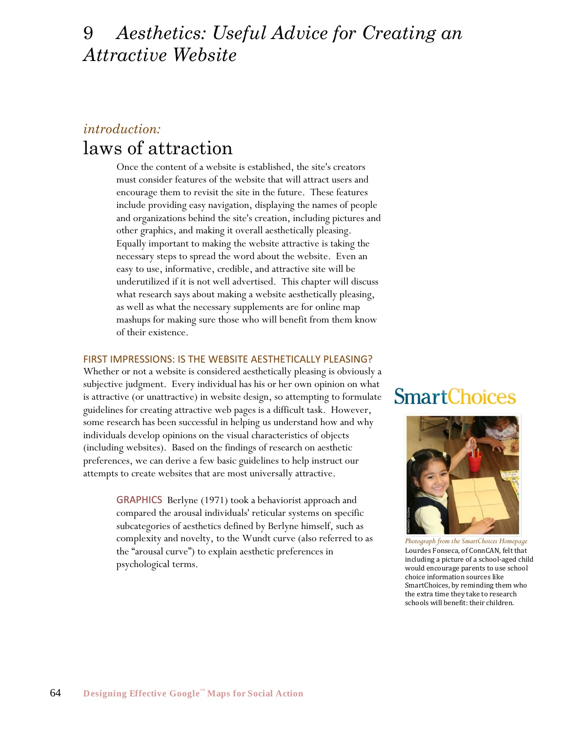# 9 *Aesthetics: Useful Advice for Creating an Attractive Website*

*introduction:*

## laws of attraction

Once the content of a website is established, the site's creators must consider features of the website that will attract users and encourage them to revisit the site in the future. These features include providing easy navigation, displaying the names of people and organizations behind the site's creation, including pictures and other graphics, and making it overall aesthetically pleasing. Equally important to making the website attractive is taking the necessary steps to spread the word about the website. Even an easy to use, informative, credible, and attractive site will be underutilized if it is not well advertised. This chapter will discuss what research says about making a website aesthetically pleasing, as well as what the necessary supplements are for online map mashups for making sure those who will benefit from them know of their existence.

### FIRST IMPRESSIONS: IS THE WEBSITE AESTHETICALLY PLEASING?

Whether or not a website is considered aesthetically pleasing is obviously a subjective judgment. Every individual has his or her own opinion on what is attractive (or unattractive) in website design, so attempting to formulate guidelines for creating attractive web pages is a difficult task. However, some research has been successful in helping us understand how and why individuals develop opinions on the visual characteristics of objects (including websites). Based on the findings of research on aesthetic preferences, we can derive a few basic guidelines to help instruct our attempts to create websites that are most universally attractive.

GRAPHICS Berlyne (1971) took a behaviorist approach and compared the arousal individuals' reticular systems on specific subcategories of aesthetics defined by Berlyne himself, such as complexity and novelty, to the Wundt curve (also referred to as the "arousal curve") to explain aesthetic preferences in psychological terms.

SmartChoices

*Photograph from the SmartChoices Homepage*
Lourdes Fonseca, of ConnCAN, felt that including a picture of a school-aged child would encourage parents to use school choice information sources like SmartChoices, by reminding them who the extra time they take to research schools will benefit: their children.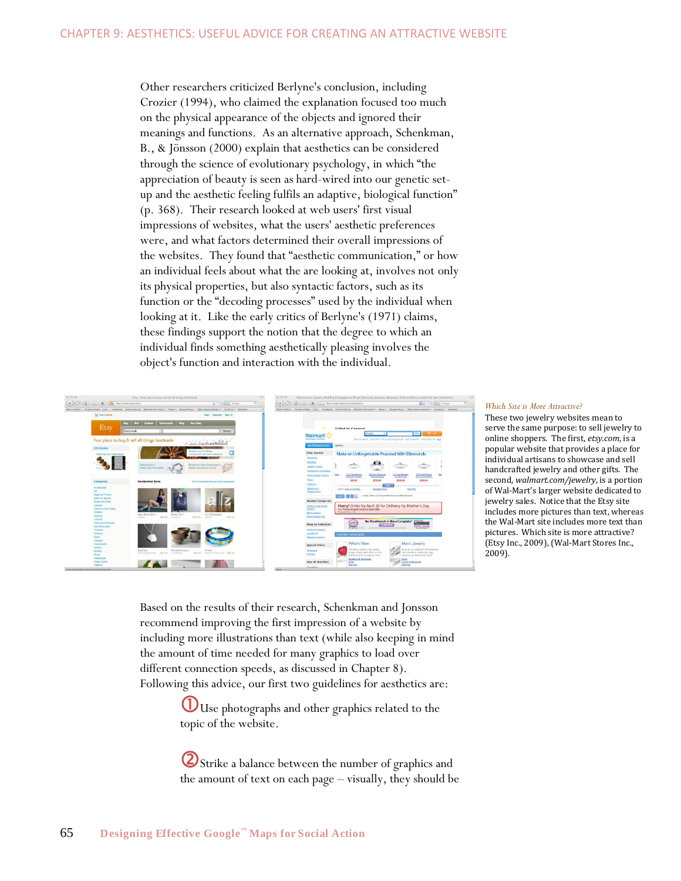Other researchers criticized Berlyne's conclusion, including Crozier (1994), who claimed the explanation focused too much on the physical appearance of the objects and ignored their meanings and functions. As an alternative approach, Schenkman, B., & Jönsson (2000) explain that aesthetics can be considered through the science of evolutionary psychology, in which "the appreciation of beauty is seen as hard-wired into our genetic set-up and the aesthetic feeling fulfils an adaptive, biological function" (p. 368). Their research looked at web users' first visual impressions of websites, what the users' aesthetic preferences were, and what factors determined their overall impressions of the websites. They found that "aesthetic communication," or how an individual feels about what the are looking at, involves not only its physical properties, but also syntactic factors, such as its function or the "decoding processes" used by the individual when looking at it. Like the early critics of Berlyne's (1971) claims, these findings support the notion that the degree to which an individual finds something aesthetically pleasing involves the object's function and interaction with the individual.

*Which Site is More Attractive?*

These two jewelry websites mean to serve the same purpose: to sell jewelry to online shoppers. The first, *etsy.com*, is a popular website that provides a place for individual artisans to showcase and sell handcrafted jewelry and other gifts. The second, *walmart.com/jewelry*, is a portion of Wal-Mart's larger website dedicated to jewelry sales. Notice that the Etsy site includes more pictures than text, whereas the Wal-Mart site includes more text than pictures. Which site is more attractive? (Etsy Inc., 2009), (Wal-Mart Stores Inc., 2009).

Based on the results of their research, Schenkman and Jonsson recommend improving the first impression of a website by including more illustrations than text (while also keeping in mind the amount of time needed for many graphics to load over different connection speeds, as discussed in Chapter 8). Following this advice, our first two guidelines for aesthetics are:

① Use photographs and other graphics related to the topic of the website.

② Strike a balance between the number of graphics and the amount of text on each page – visually, they should be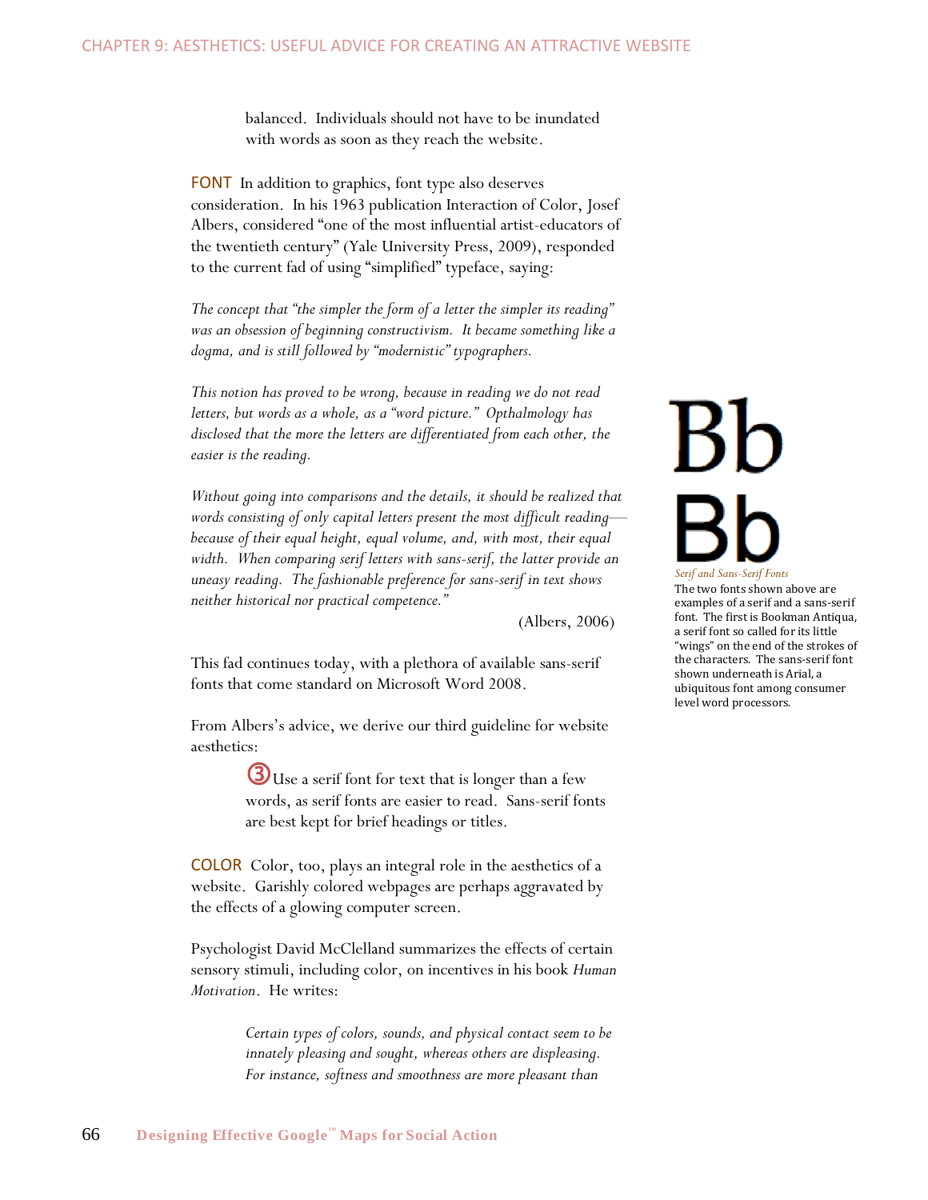balanced. Individuals should not have to be inundated with words as soon as they reach the website.

**FONT** In addition to graphics, font type also deserves consideration. In his 1963 publication Interaction of Color, Josef Albers, considered "one of the most influential artist-educators of the twentieth century" (Yale University Press, 2009), responded to the current fad of using "simplified" typeface, saying:

*The concept that "the simpler the form of a letter the simpler its reading" was an obsession of beginning constructivism. It became something like a dogma, and is still followed by "modernistic" typographers.*

*This notion has proved to be wrong, because in reading we do not read letters, but words as a whole, as a "word picture." Opthalmology has disclosed that the more the letters are differentiated from each other, the easier is the reading.*

*Without going into comparisons and the details, it should be realized that words consisting of only capital letters present the most difficult reading—because of their equal height, equal volume, and, with most, their equal width. When comparing serif letters with sans-serif, the latter provide an uneasy reading. The fashionable preference for sans-serif in text shows neither historical nor practical competence."*

(Albers, 2006)

Bb

Bb

*Serif and Sans-Serif Fonts*

The two fonts shown above are examples of a serif and a sans-serif font. The first is Bookman Antiqua, a serif font so called for its little "wings" on the end of the strokes of the characters. The sans-serif font shown underneath is Arial, a ubiquitous font among consumer level word processors.

This fad continues today, with a plethora of available sans-serif fonts that come standard on Microsoft Word 2008.

From Albers's advice, we derive our third guideline for website aesthetics:

③ Use a serif font for text that is longer than a few words, as serif fonts are easier to read. Sans-serif fonts are best kept for brief headings or titles.

**COLOR** Color, too, plays an integral role in the aesthetics of a website. Garishly colored webpages are perhaps aggravated by the effects of a glowing computer screen.

Psychologist David McClelland summarizes the effects of certain sensory stimuli, including color, on incentives in his book *Human Motivation*. He writes:

*Certain types of colors, sounds, and physical contact seem to be innately pleasing and sought, whereas others are displeasing. For instance, softness and smoothness are more pleasant than*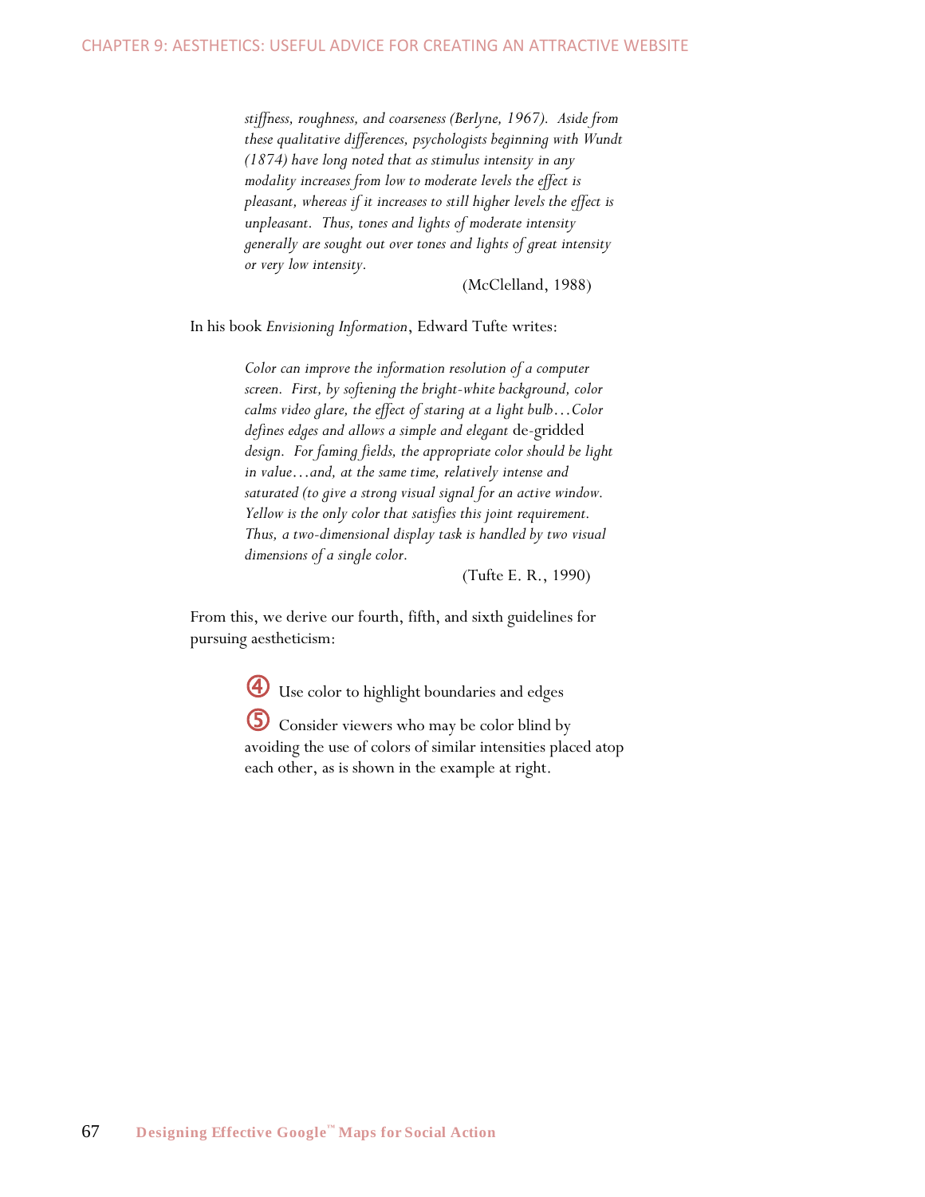> *stiffness, roughness, and coarseness (Berlyne, 1967). Aside from these qualitative differences, psychologists beginning with Wundt (1874) have long noted that as stimulus intensity in any modality increases from low to moderate levels the effect is pleasant, whereas if it increases to still higher levels the effect is unpleasant. Thus, tones and lights of moderate intensity generally are sought out over tones and lights of great intensity or very low intensity.*
>
> (McClelland, 1988)

In his book *Envisioning Information*, Edward Tufte writes:

> *Color can improve the information resolution of a computer screen. First, by softening the bright-white background, color calms video glare, the effect of staring at a light bulb…Color defines edges and allows a simple and elegant* de-gridded *design. For faming fields, the appropriate color should be light in value…and, at the same time, relatively intense and saturated (to give a strong visual signal for an active window. Yellow is the only color that satisfies this joint requirement. Thus, a two-dimensional display task is handled by two visual dimensions of a single color.*
>
> (Tufte E. R., 1990)

From this, we derive our fourth, fifth, and sixth guidelines for pursuing aestheticism:

④ Use color to highlight boundaries and edges

⑤ Consider viewers who may be color blind by avoiding the use of colors of similar intensities placed atop each other, as is shown in the example at right.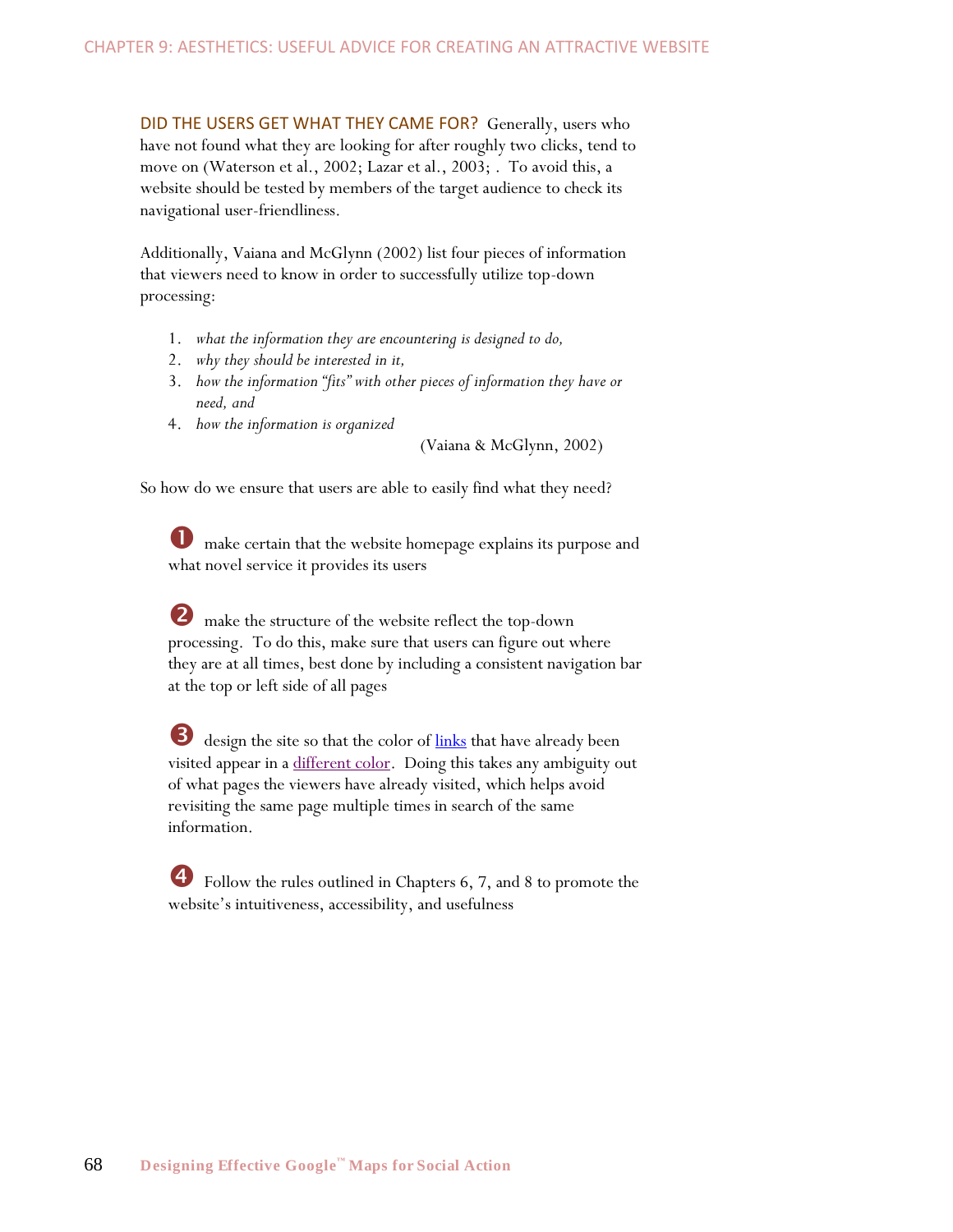**DID THE USERS GET WHAT THEY CAME FOR?** Generally, users who have not found what they are looking for after roughly two clicks, tend to move on (Waterson et al., 2002; Lazar et al., 2003; . To avoid this, a website should be tested by members of the target audience to check its navigational user-friendliness.

Additionally, Vaiana and McGlynn (2002) list four pieces of information that viewers need to know in order to successfully utilize top-down processing:

1. *what the information they are encountering is designed to do,*
2. *why they should be interested in it,*
3. *how the information "fits" with other pieces of information they have or need, and*
4. *how the information is organized*

(Vaiana & McGlynn, 2002)

So how do we ensure that users are able to easily find what they need?

❶ make certain that the website homepage explains its purpose and what novel service it provides its users

❷ make the structure of the website reflect the top-down processing. To do this, make sure that users can figure out where they are at all times, best done by including a consistent navigation bar at the top or left side of all pages

❸ design the site so that the color of links that have already been visited appear in a different color. Doing this takes any ambiguity out of what pages the viewers have already visited, which helps avoid revisiting the same page multiple times in search of the same information.

❹ Follow the rules outlined in Chapters 6, 7, and 8 to promote the website's intuitiveness, accessibility, and usefulness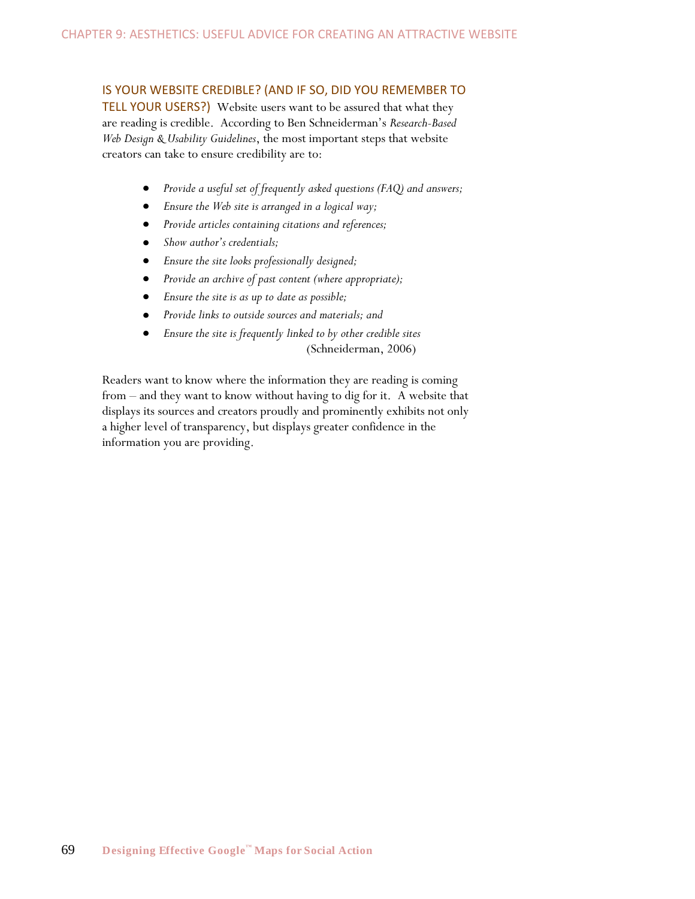## IS YOUR WEBSITE CREDIBLE? (AND IF SO, DID YOU REMEMBER TO TELL YOUR USERS?)

Website users want to be assured that what they are reading is credible. According to Ben Schneiderman's *Research-Based Web Design & Usability Guidelines*, the most important steps that website creators can take to ensure credibility are to:

- *Provide a useful set of frequently asked questions (FAQ) and answers;*
- *Ensure the Web site is arranged in a logical way;*
- *Provide articles containing citations and references;*
- *Show author's credentials;*
- *Ensure the site looks professionally designed;*
- *Provide an archive of past content (where appropriate);*
- *Ensure the site is as up to date as possible;*
- *Provide links to outside sources and materials; and*
- *Ensure the site is frequently linked to by other credible sites*

(Schneiderman, 2006)

Readers want to know where the information they are reading is coming from – and they want to know without having to dig for it. A website that displays its sources and creators proudly and prominently exhibits not only a higher level of transparency, but displays greater confidence in the information you are providing.